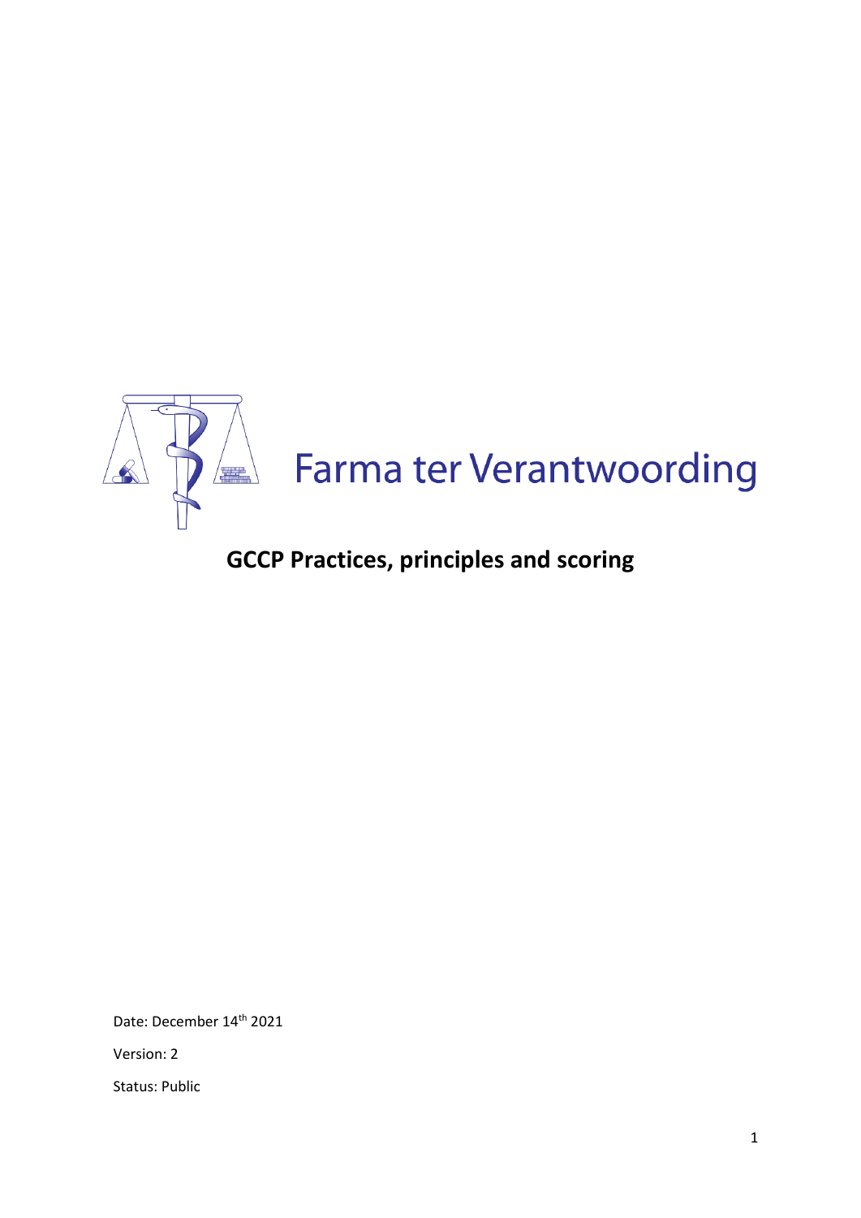Farma ter Verantwoording

# GCCP Practices, principles and scoring

Date: December 14th 2021

Version: 2

Status: Public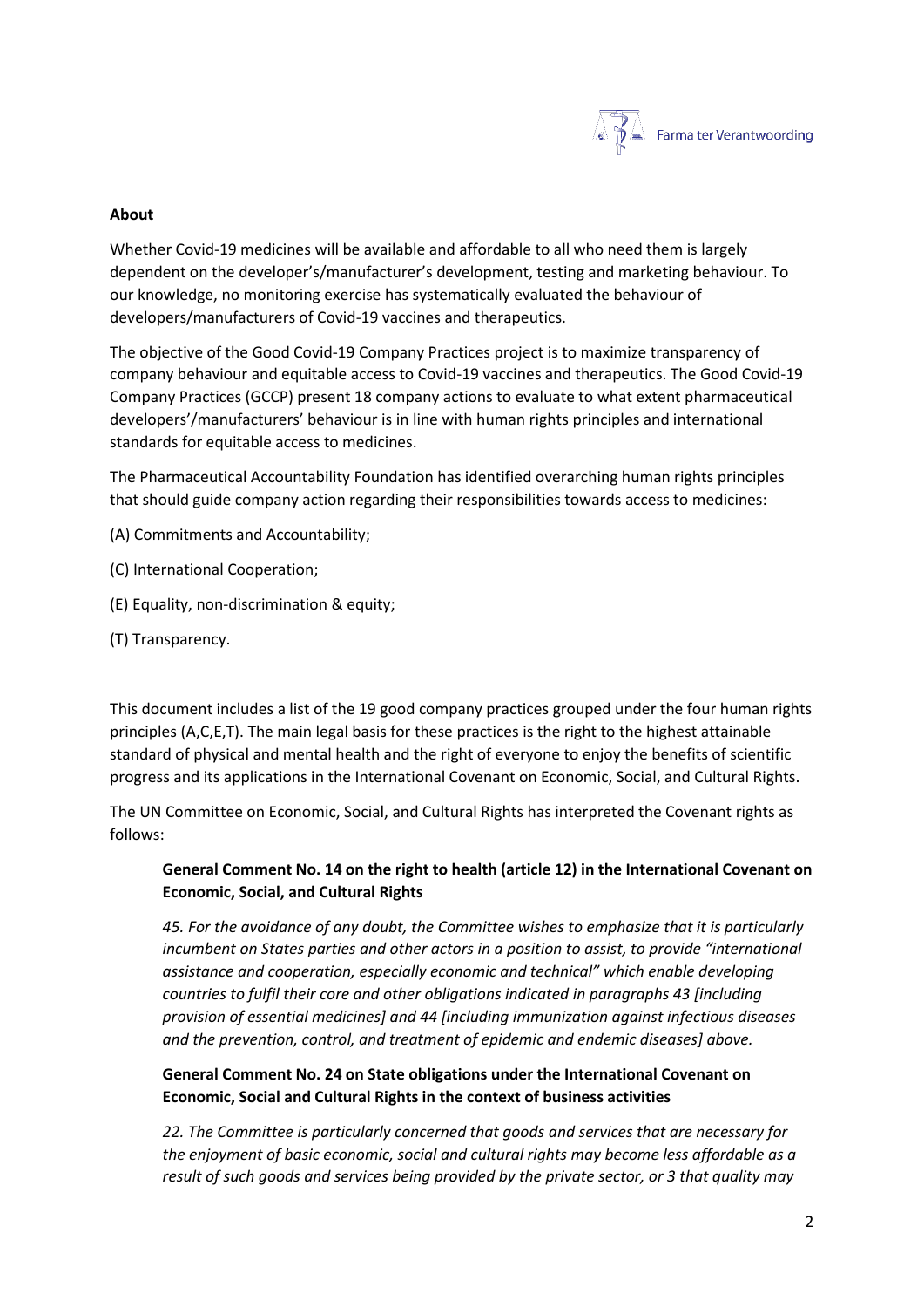## About

Whether Covid-19 medicines will be available and affordable to all who need them is largely dependent on the developer's/manufacturer's development, testing and marketing behaviour. To our knowledge, no monitoring exercise has systematically evaluated the behaviour of developers/manufacturers of Covid-19 vaccines and therapeutics.

The objective of the Good Covid-19 Company Practices project is to maximize transparency of company behaviour and equitable access to Covid-19 vaccines and therapeutics. The Good Covid-19 Company Practices (GCCP) present 18 company actions to evaluate to what extent pharmaceutical developers'/manufacturers' behaviour is in line with human rights principles and international standards for equitable access to medicines.

The Pharmaceutical Accountability Foundation has identified overarching human rights principles that should guide company action regarding their responsibilities towards access to medicines:

(A) Commitments and Accountability;

(C) International Cooperation;

(E) Equality, non-discrimination & equity;

(T) Transparency.

This document includes a list of the 19 good company practices grouped under the four human rights principles (A,C,E,T). The main legal basis for these practices is the right to the highest attainable standard of physical and mental health and the right of everyone to enjoy the benefits of scientific progress and its applications in the International Covenant on Economic, Social, and Cultural Rights.

The UN Committee on Economic, Social, and Cultural Rights has interpreted the Covenant rights as follows:

> **General Comment No. 14 on the right to health (article 12) in the International Covenant on Economic, Social, and Cultural Rights**
>
> *45. For the avoidance of any doubt, the Committee wishes to emphasize that it is particularly incumbent on States parties and other actors in a position to assist, to provide "international assistance and cooperation, especially economic and technical" which enable developing countries to fulfil their core and other obligations indicated in paragraphs 43 [including provision of essential medicines] and 44 [including immunization against infectious diseases and the prevention, control, and treatment of epidemic and endemic diseases] above.*
>
> **General Comment No. 24 on State obligations under the International Covenant on Economic, Social and Cultural Rights in the context of business activities**
>
> *22. The Committee is particularly concerned that goods and services that are necessary for the enjoyment of basic economic, social and cultural rights may become less affordable as a result of such goods and services being provided by the private sector, or 3 that quality may*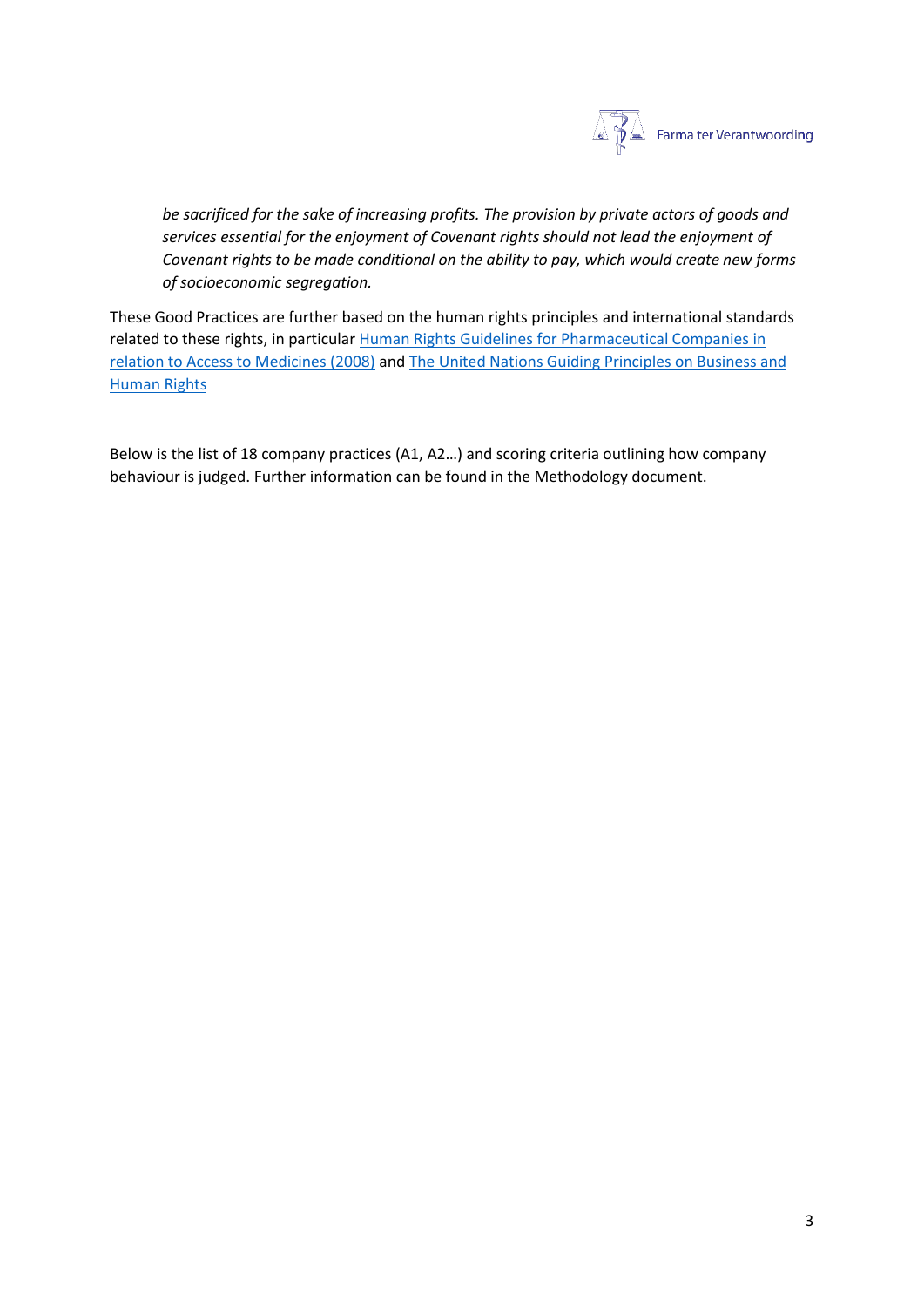*be sacrificed for the sake of increasing profits. The provision by private actors of goods and services essential for the enjoyment of Covenant rights should not lead the enjoyment of Covenant rights to be made conditional on the ability to pay, which would create new forms of socioeconomic segregation.*

These Good Practices are further based on the human rights principles and international standards related to these rights, in particular Human Rights Guidelines for Pharmaceutical Companies in relation to Access to Medicines (2008) and The United Nations Guiding Principles on Business and Human Rights

Below is the list of 18 company practices (A1, A2…) and scoring criteria outlining how company behaviour is judged. Further information can be found in the Methodology document.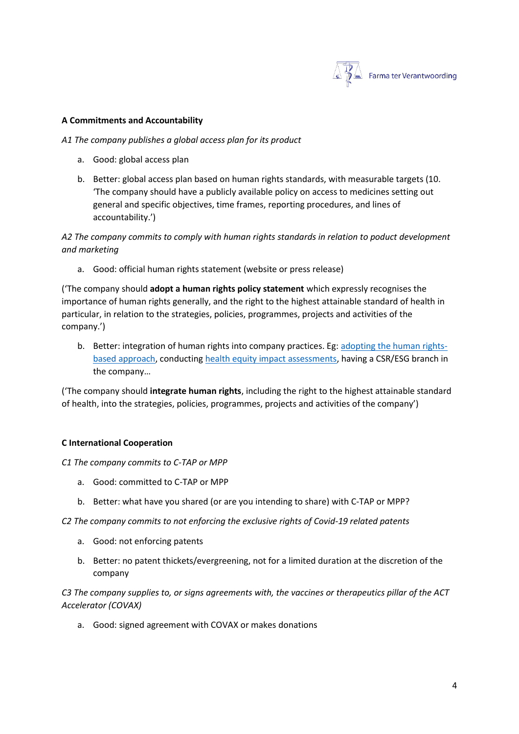**A Commitments and Accountability**

*A1 The company publishes a global access plan for its product*

a. Good: global access plan
b. Better: global access plan based on human rights standards, with measurable targets (10. 'The company should have a publicly available policy on access to medicines setting out general and specific objectives, time frames, reporting procedures, and lines of accountability.')

*A2 The company commits to comply with human rights standards in relation to poduct development and marketing*

a. Good: official human rights statement (website or press release)

('The company should **adopt a human rights policy statement** which expressly recognises the importance of human rights generally, and the right to the highest attainable standard of health in particular, in relation to the strategies, policies, programmes, projects and activities of the company.')

b. Better: integration of human rights into company practices. Eg: adopting the human rights-based approach, conducting health equity impact assessments, having a CSR/ESG branch in the company…

('The company should **integrate human rights**, including the right to the highest attainable standard of health, into the strategies, policies, programmes, projects and activities of the company')

**C International Cooperation**

*C1 The company commits to C-TAP or MPP*

a. Good: committed to C-TAP or MPP
b. Better: what have you shared (or are you intending to share) with C-TAP or MPP?

*C2 The company commits to not enforcing the exclusive rights of Covid-19 related patents*

a. Good: not enforcing patents
b. Better: no patent thickets/evergreening, not for a limited duration at the discretion of the company

*C3 The company supplies to, or signs agreements with, the vaccines or therapeutics pillar of the ACT Accelerator (COVAX)*

a. Good: signed agreement with COVAX or makes donations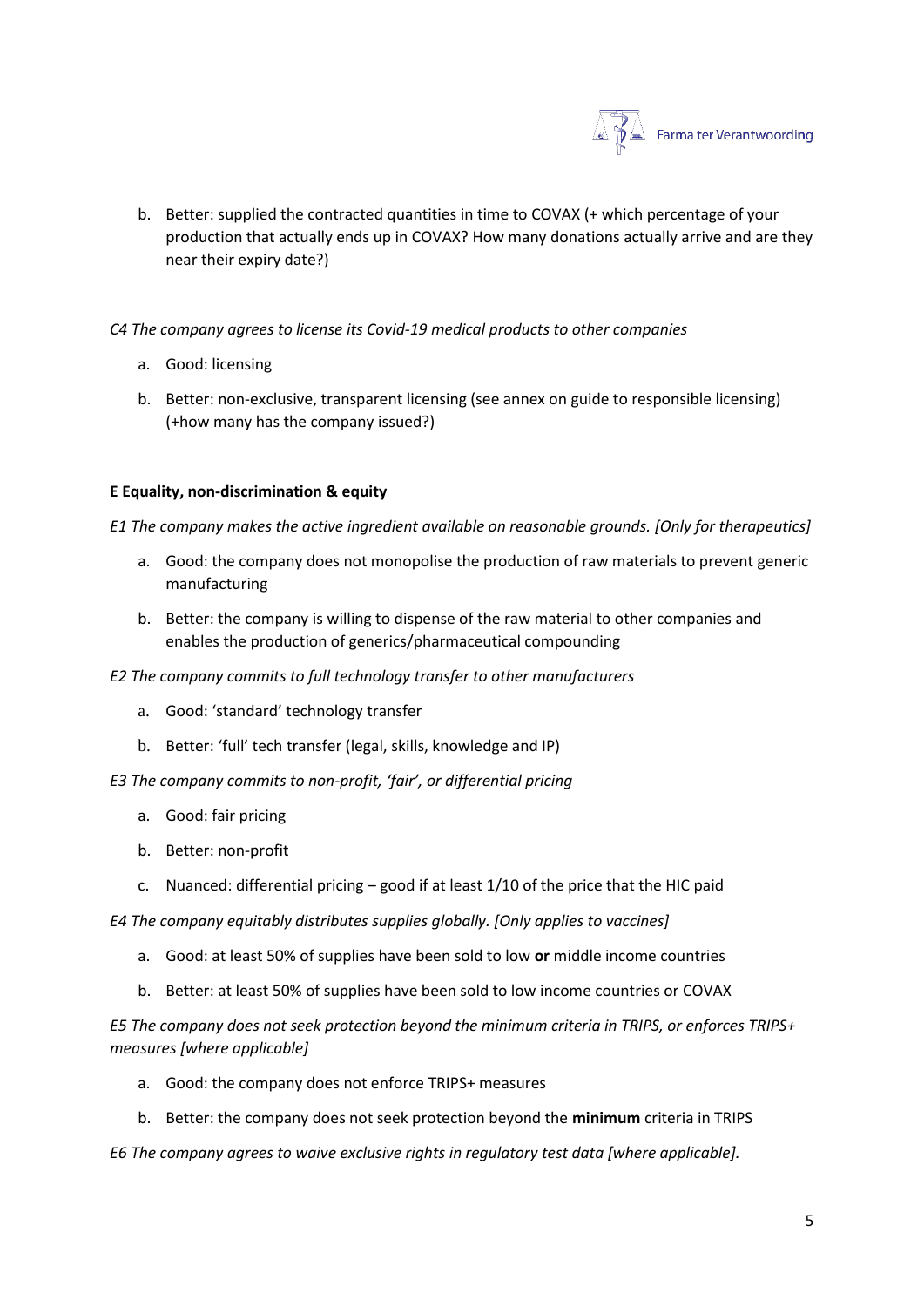b. Better: supplied the contracted quantities in time to COVAX (+ which percentage of your production that actually ends up in COVAX? How many donations actually arrive and are they near their expiry date?)

*C4 The company agrees to license its Covid-19 medical products to other companies*

a. Good: licensing

b. Better: non-exclusive, transparent licensing (see annex on guide to responsible licensing) (+how many has the company issued?)

**E Equality, non-discrimination & equity**

*E1 The company makes the active ingredient available on reasonable grounds. [Only for therapeutics]*

a. Good: the company does not monopolise the production of raw materials to prevent generic manufacturing

b. Better: the company is willing to dispense of the raw material to other companies and enables the production of generics/pharmaceutical compounding

*E2 The company commits to full technology transfer to other manufacturers*

a. Good: 'standard' technology transfer

b. Better: 'full' tech transfer (legal, skills, knowledge and IP)

*E3 The company commits to non-profit, 'fair', or differential pricing*

a. Good: fair pricing

b. Better: non-profit

c. Nuanced: differential pricing – good if at least 1/10 of the price that the HIC paid

*E4 The company equitably distributes supplies globally. [Only applies to vaccines]*

a. Good: at least 50% of supplies have been sold to low **or** middle income countries

b. Better: at least 50% of supplies have been sold to low income countries or COVAX

*E5 The company does not seek protection beyond the minimum criteria in TRIPS, or enforces TRIPS+ measures [where applicable]*

a. Good: the company does not enforce TRIPS+ measures

b. Better: the company does not seek protection beyond the **minimum** criteria in TRIPS

*E6 The company agrees to waive exclusive rights in regulatory test data [where applicable].*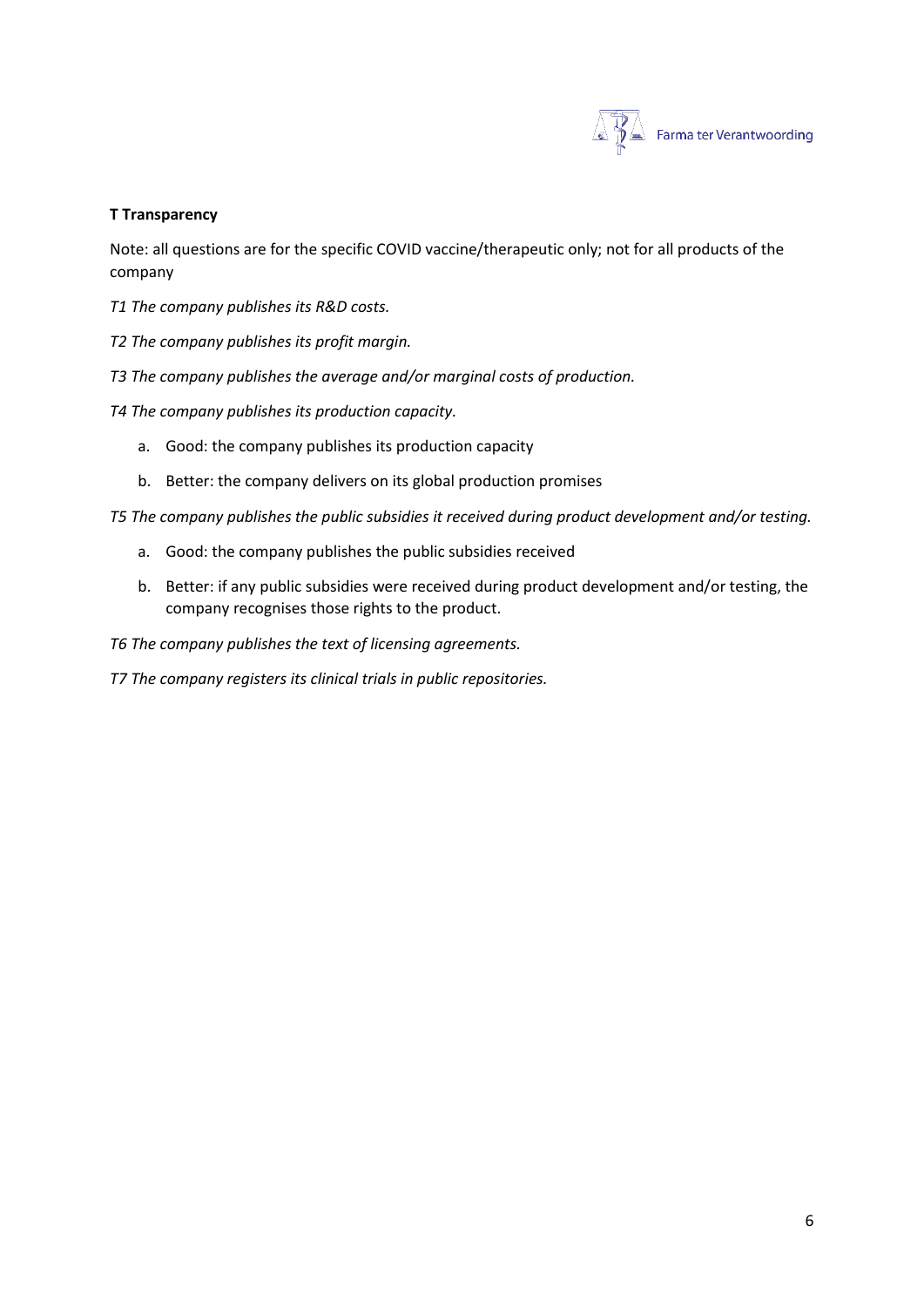**T Transparency**

Note: all questions are for the specific COVID vaccine/therapeutic only; not for all products of the company

*T1 The company publishes its R&D costs.*

*T2 The company publishes its profit margin.*

*T3 The company publishes the average and/or marginal costs of production.*

*T4 The company publishes its production capacity.*

a. Good: the company publishes its production capacity
b. Better: the company delivers on its global production promises

*T5 The company publishes the public subsidies it received during product development and/or testing.*

a. Good: the company publishes the public subsidies received
b. Better: if any public subsidies were received during product development and/or testing, the company recognises those rights to the product.

*T6 The company publishes the text of licensing agreements.*

*T7 The company registers its clinical trials in public repositories.*